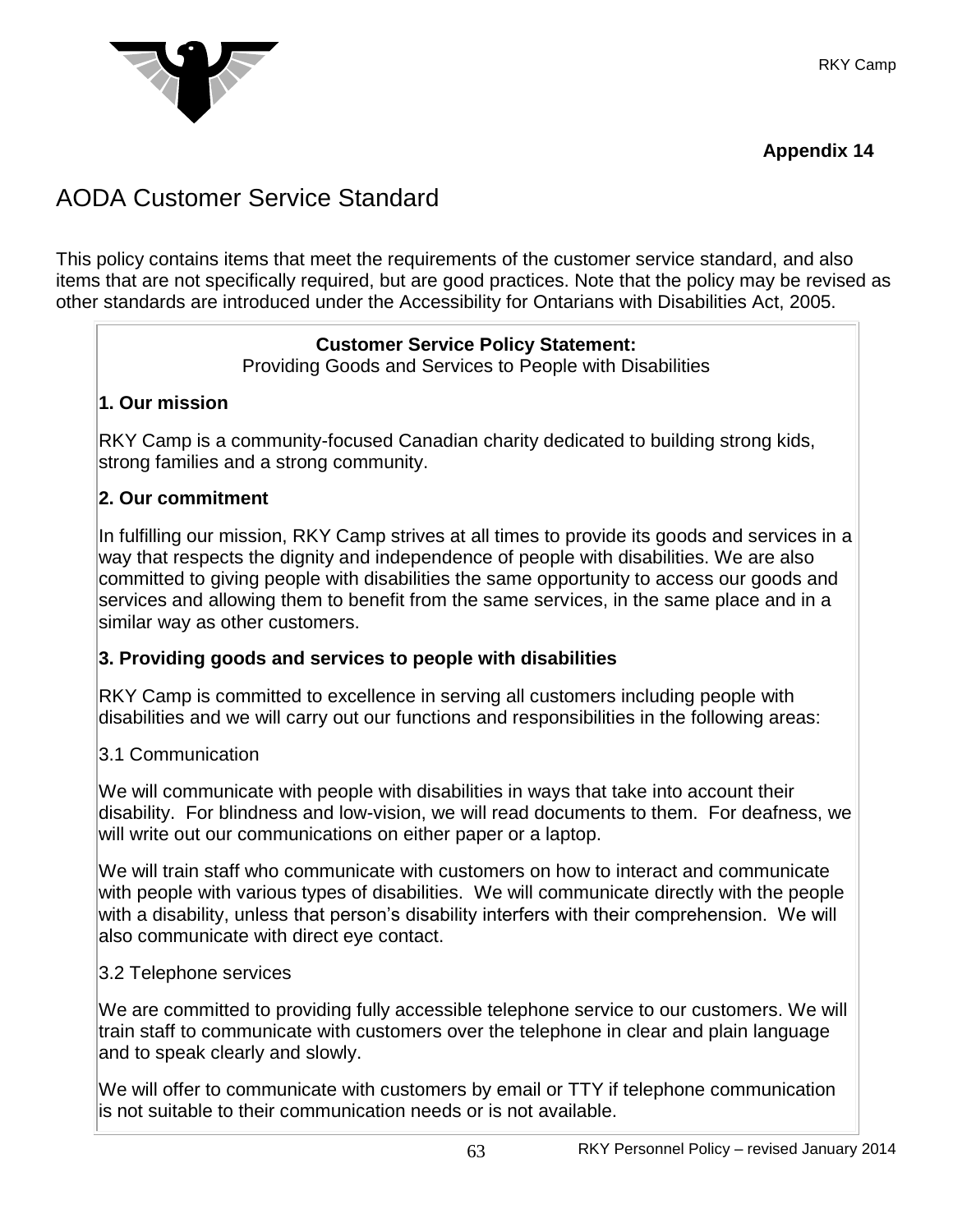**Appendix 14**

# AODA Customer Service Standard

This policy contains items that meet the requirements of the customer service standard, and also items that are not specifically required, but are good practices. Note that the policy may be revised as other standards are introduced under the Accessibility for Ontarians with Disabilities Act, 2005.

**Customer Service Policy Statement:**
Providing Goods and Services to People with Disabilities

## 1. Our mission

RKY Camp is a community-focused Canadian charity dedicated to building strong kids, strong families and a strong community.

## 2. Our commitment

In fulfilling our mission, RKY Camp strives at all times to provide its goods and services in a way that respects the dignity and independence of people with disabilities. We are also committed to giving people with disabilities the same opportunity to access our goods and services and allowing them to benefit from the same services, in the same place and in a similar way as other customers.

## 3. Providing goods and services to people with disabilities

RKY Camp is committed to excellence in serving all customers including people with disabilities and we will carry out our functions and responsibilities in the following areas:

### 3.1 Communication

We will communicate with people with disabilities in ways that take into account their disability. For blindness and low-vision, we will read documents to them. For deafness, we will write out our communications on either paper or a laptop.

We will train staff who communicate with customers on how to interact and communicate with people with various types of disabilities. We will communicate directly with the people with a disability, unless that person's disability interfers with their comprehension. We will also communicate with direct eye contact.

### 3.2 Telephone services

We are committed to providing fully accessible telephone service to our customers. We will train staff to communicate with customers over the telephone in clear and plain language and to speak clearly and slowly.

We will offer to communicate with customers by email or TTY if telephone communication is not suitable to their communication needs or is not available.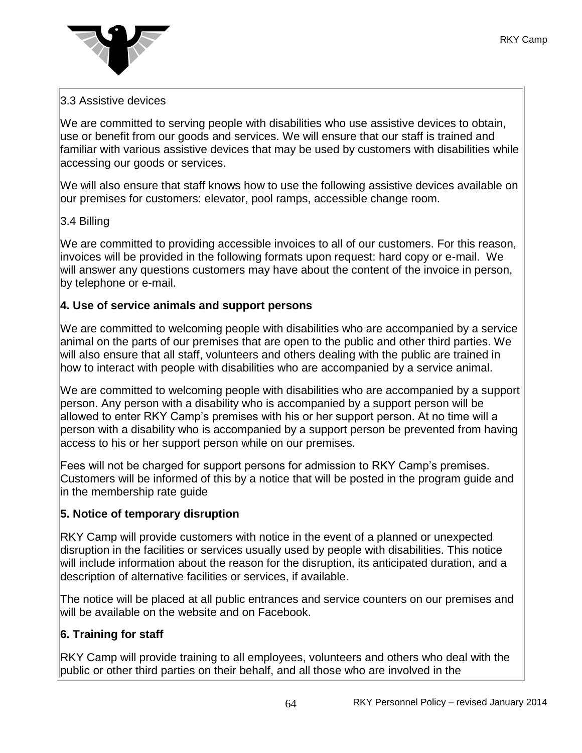3.3 Assistive devices

We are committed to serving people with disabilities who use assistive devices to obtain, use or benefit from our goods and services. We will ensure that our staff is trained and familiar with various assistive devices that may be used by customers with disabilities while accessing our goods or services.

We will also ensure that staff knows how to use the following assistive devices available on our premises for customers: elevator, pool ramps, accessible change room.

3.4 Billing

We are committed to providing accessible invoices to all of our customers. For this reason, invoices will be provided in the following formats upon request: hard copy or e-mail. We will answer any questions customers may have about the content of the invoice in person, by telephone or e-mail.

**4. Use of service animals and support persons**

We are committed to welcoming people with disabilities who are accompanied by a service animal on the parts of our premises that are open to the public and other third parties. We will also ensure that all staff, volunteers and others dealing with the public are trained in how to interact with people with disabilities who are accompanied by a service animal.

We are committed to welcoming people with disabilities who are accompanied by a support person. Any person with a disability who is accompanied by a support person will be allowed to enter RKY Camp's premises with his or her support person. At no time will a person with a disability who is accompanied by a support person be prevented from having access to his or her support person while on our premises.

Fees will not be charged for support persons for admission to RKY Camp's premises. Customers will be informed of this by a notice that will be posted in the program guide and in the membership rate guide

**5. Notice of temporary disruption**

RKY Camp will provide customers with notice in the event of a planned or unexpected disruption in the facilities or services usually used by people with disabilities. This notice will include information about the reason for the disruption, its anticipated duration, and a description of alternative facilities or services, if available.

The notice will be placed at all public entrances and service counters on our premises and will be available on the website and on Facebook.

**6. Training for staff**

RKY Camp will provide training to all employees, volunteers and others who deal with the public or other third parties on their behalf, and all those who are involved in the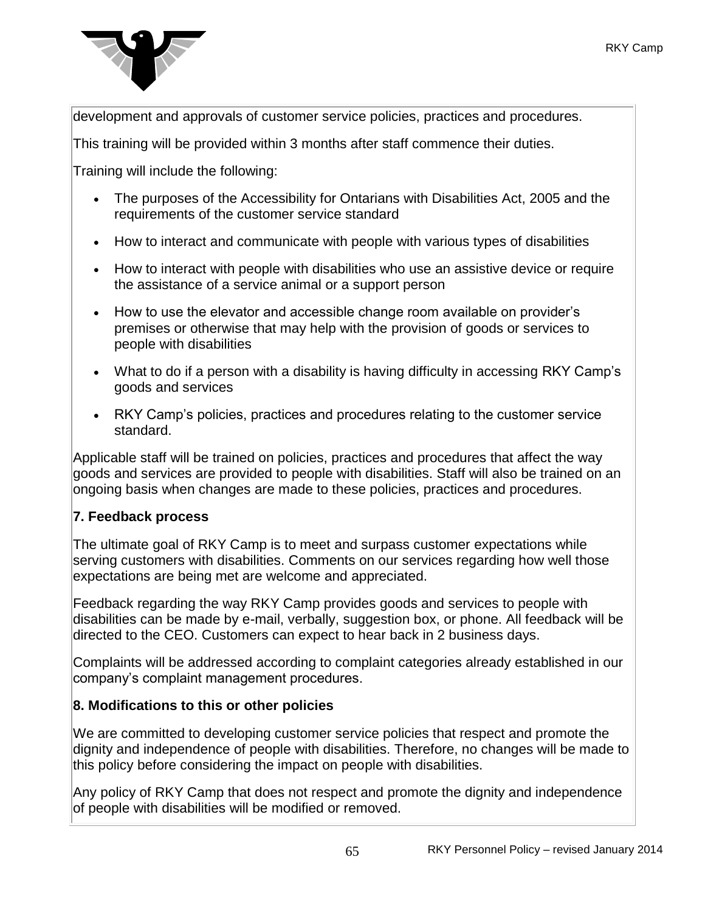development and approvals of customer service policies, practices and procedures.

This training will be provided within 3 months after staff commence their duties.

Training will include the following:

- The purposes of the Accessibility for Ontarians with Disabilities Act, 2005 and the requirements of the customer service standard
- How to interact and communicate with people with various types of disabilities
- How to interact with people with disabilities who use an assistive device or require the assistance of a service animal or a support person
- How to use the elevator and accessible change room available on provider's premises or otherwise that may help with the provision of goods or services to people with disabilities
- What to do if a person with a disability is having difficulty in accessing RKY Camp's goods and services
- RKY Camp's policies, practices and procedures relating to the customer service standard.

Applicable staff will be trained on policies, practices and procedures that affect the way goods and services are provided to people with disabilities. Staff will also be trained on an ongoing basis when changes are made to these policies, practices and procedures.

**7. Feedback process**

The ultimate goal of RKY Camp is to meet and surpass customer expectations while serving customers with disabilities. Comments on our services regarding how well those expectations are being met are welcome and appreciated.

Feedback regarding the way RKY Camp provides goods and services to people with disabilities can be made by e-mail, verbally, suggestion box, or phone. All feedback will be directed to the CEO. Customers can expect to hear back in 2 business days.

Complaints will be addressed according to complaint categories already established in our company's complaint management procedures.

**8. Modifications to this or other policies**

We are committed to developing customer service policies that respect and promote the dignity and independence of people with disabilities. Therefore, no changes will be made to this policy before considering the impact on people with disabilities.

Any policy of RKY Camp that does not respect and promote the dignity and independence of people with disabilities will be modified or removed.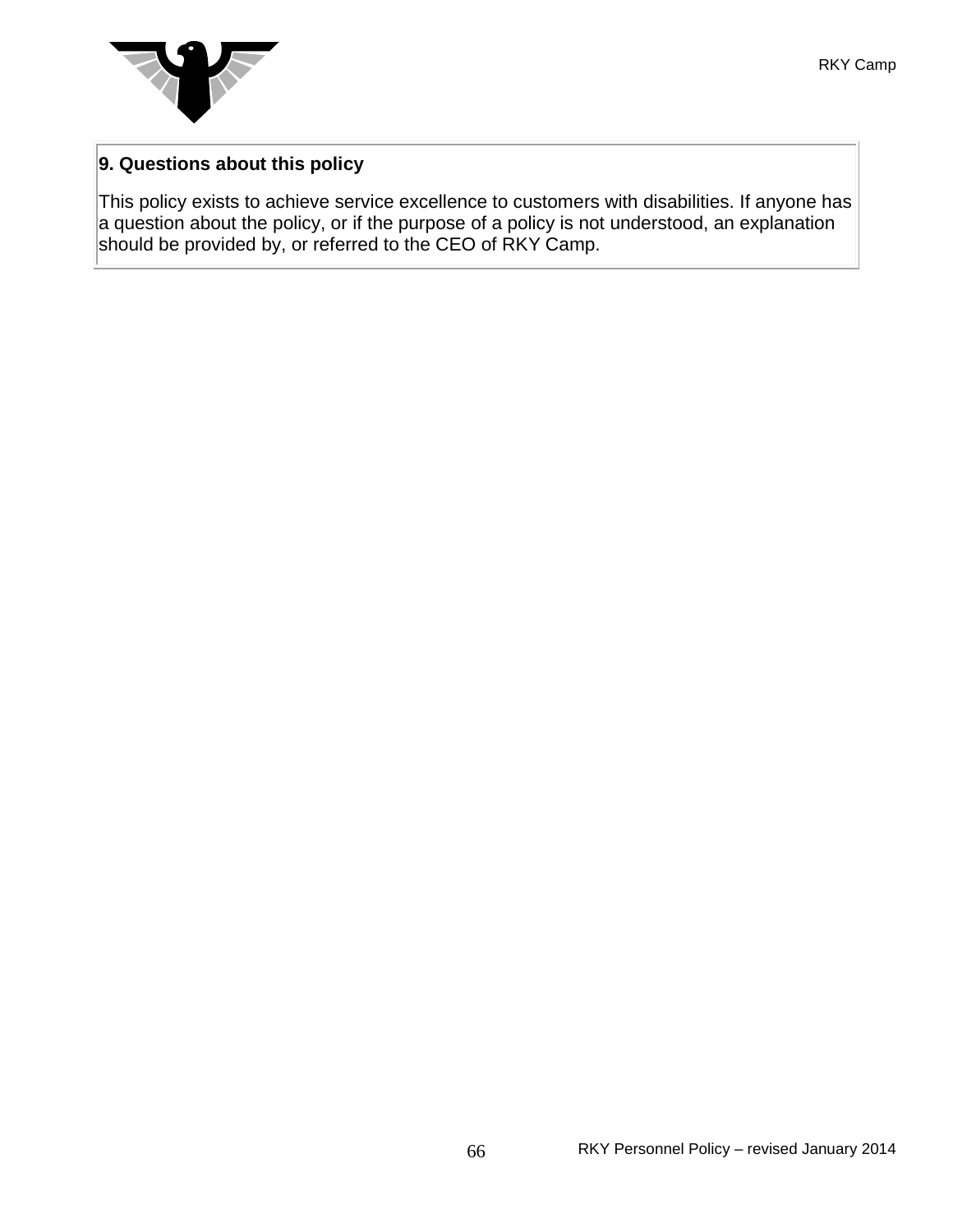## 9. Questions about this policy

This policy exists to achieve service excellence to customers with disabilities. If anyone has a question about the policy, or if the purpose of a policy is not understood, an explanation should be provided by, or referred to the CEO of RKY Camp.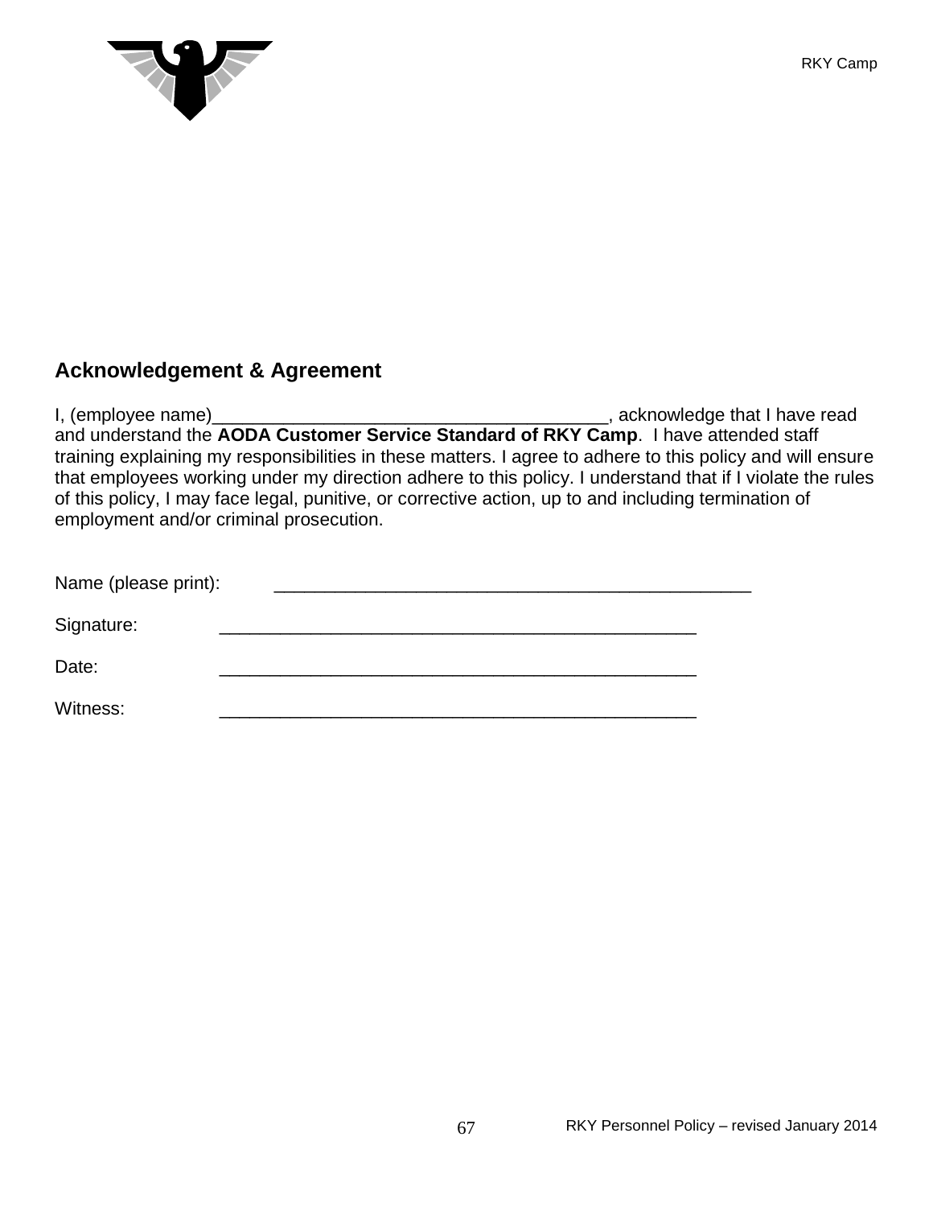## Acknowledgement & Agreement

I, (employee name)_______________________________________, acknowledge that I have read and understand the **AODA Customer Service Standard of RKY Camp**. I have attended staff training explaining my responsibilities in these matters. I agree to adhere to this policy and will ensure that employees working under my direction adhere to this policy. I understand that if I violate the rules of this policy, I may face legal, punitive, or corrective action, up to and including termination of employment and/or criminal prosecution.

Name (please print): ________________________________________________

Signature: ________________________________________________

Date: ________________________________________________

Witness: ________________________________________________